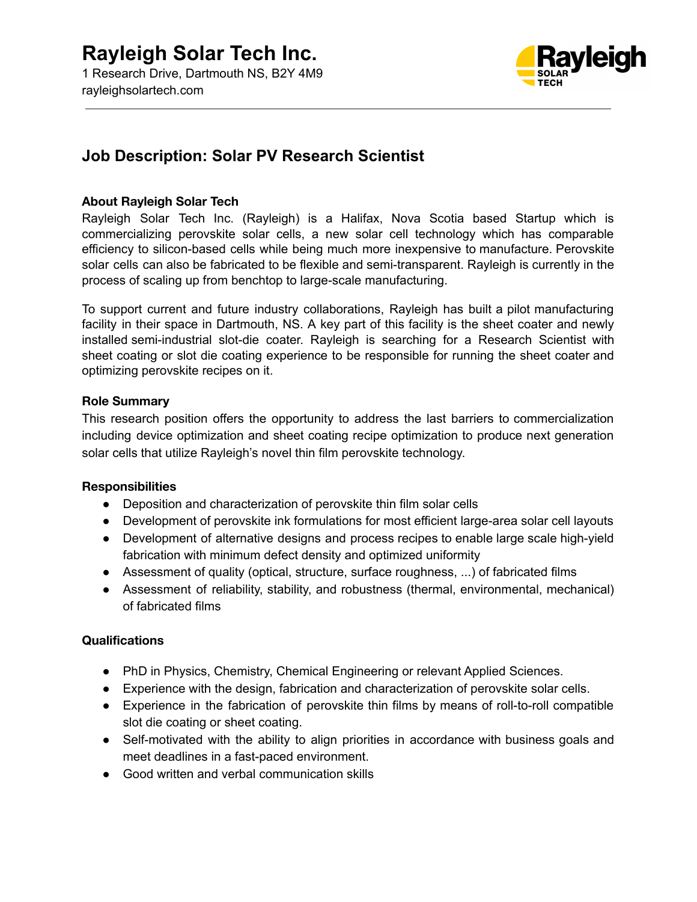# Rayleigh Solar Tech Inc.

1 Research Drive, Dartmouth NS, B2Y 4M9
rayleighsolartech.com

## Job Description: Solar PV Research Scientist

**About Rayleigh Solar Tech**

Rayleigh Solar Tech Inc. (Rayleigh) is a Halifax, Nova Scotia based Startup which is commercializing perovskite solar cells, a new solar cell technology which has comparable efficiency to silicon-based cells while being much more inexpensive to manufacture. Perovskite solar cells can also be fabricated to be flexible and semi-transparent. Rayleigh is currently in the process of scaling up from benchtop to large-scale manufacturing.

To support current and future industry collaborations, Rayleigh has built a pilot manufacturing facility in their space in Dartmouth, NS. A key part of this facility is the sheet coater and newly installed semi-industrial slot-die coater. Rayleigh is searching for a Research Scientist with sheet coating or slot die coating experience to be responsible for running the sheet coater and optimizing perovskite recipes on it.

**Role Summary**

This research position offers the opportunity to address the last barriers to commercialization including device optimization and sheet coating recipe optimization to produce next generation solar cells that utilize Rayleigh's novel thin film perovskite technology.

**Responsibilities**

- Deposition and characterization of perovskite thin film solar cells
- Development of perovskite ink formulations for most efficient large-area solar cell layouts
- Development of alternative designs and process recipes to enable large scale high-yield fabrication with minimum defect density and optimized uniformity
- Assessment of quality (optical, structure, surface roughness, ...) of fabricated films
- Assessment of reliability, stability, and robustness (thermal, environmental, mechanical) of fabricated films

**Qualifications**

- PhD in Physics, Chemistry, Chemical Engineering or relevant Applied Sciences.
- Experience with the design, fabrication and characterization of perovskite solar cells.
- Experience in the fabrication of perovskite thin films by means of roll-to-roll compatible slot die coating or sheet coating.
- Self-motivated with the ability to align priorities in accordance with business goals and meet deadlines in a fast-paced environment.
- Good written and verbal communication skills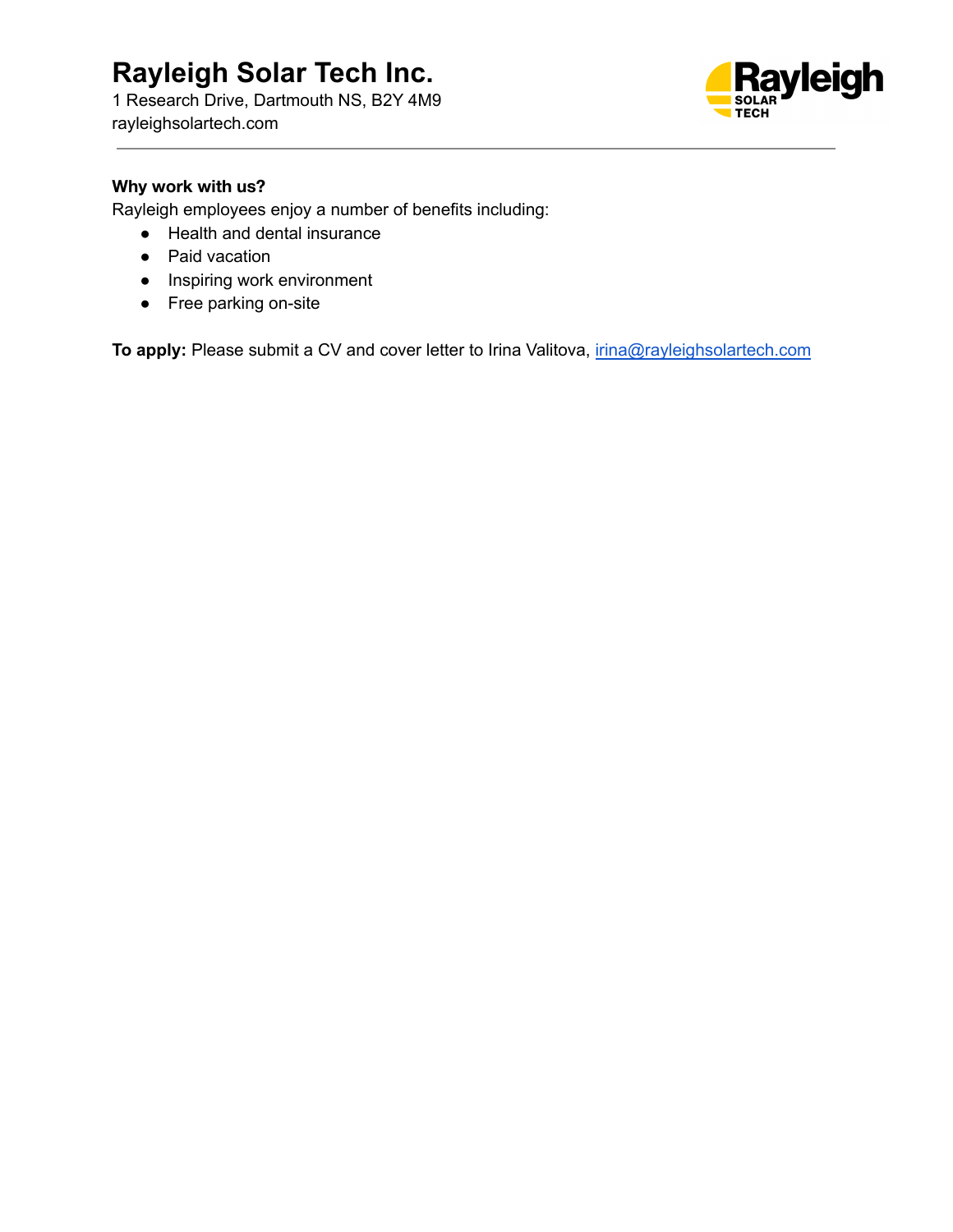# Rayleigh Solar Tech Inc.

1 Research Drive, Dartmouth NS, B2Y 4M9
rayleighsolartech.com

---

**Why work with us?**

Rayleigh employees enjoy a number of benefits including:

- Health and dental insurance
- Paid vacation
- Inspiring work environment
- Free parking on-site

**To apply:** Please submit a CV and cover letter to Irina Valitova, irina@rayleighsolartech.com